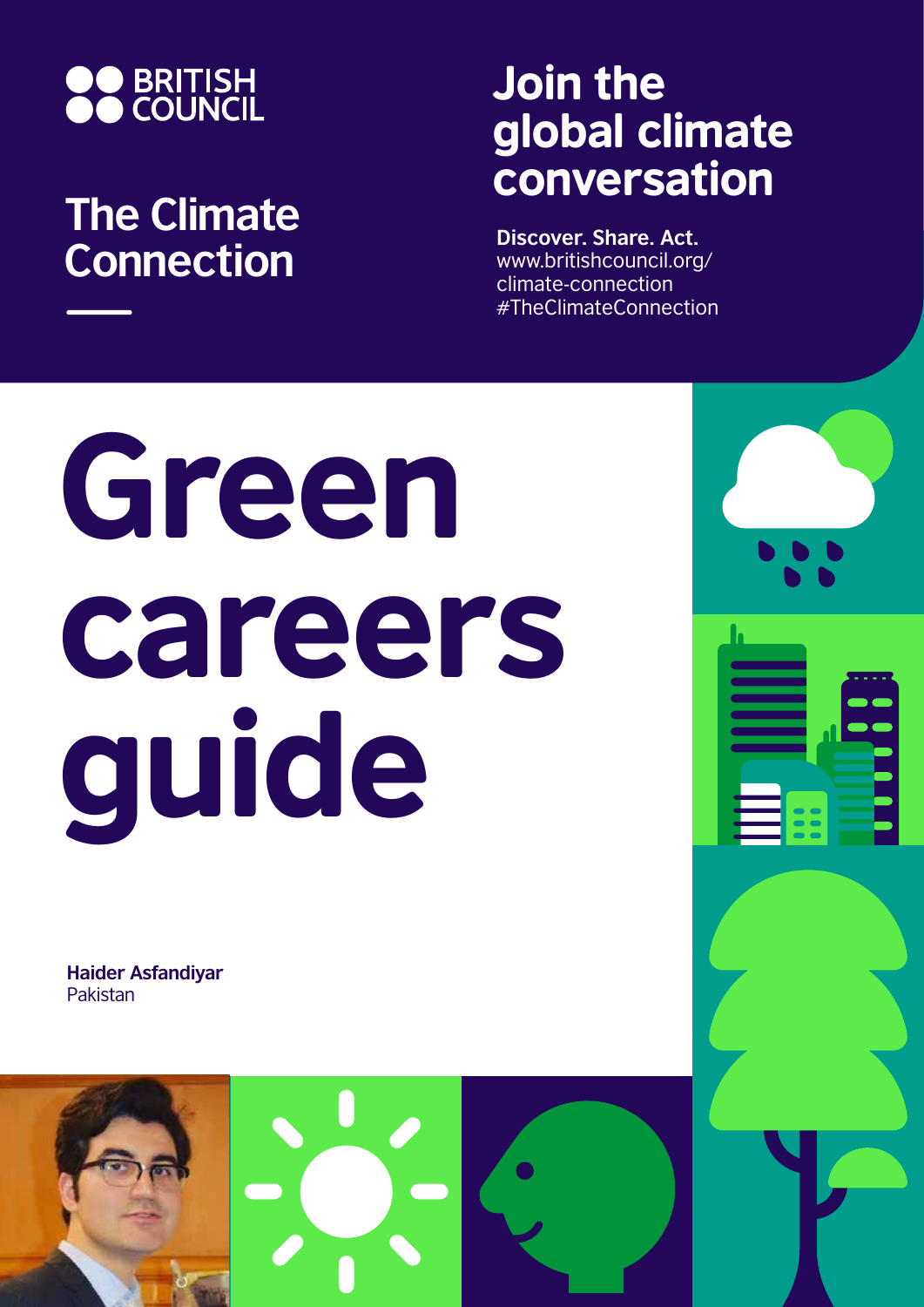BRITISH COUNCIL

## The Climate Connection

## Join the global climate conversation

**Discover. Share. Act.**
www.britishcouncil.org/climate-connection
#TheClimateConnection

# Green careers guide

**Haider Asfandiyar**
Pakistan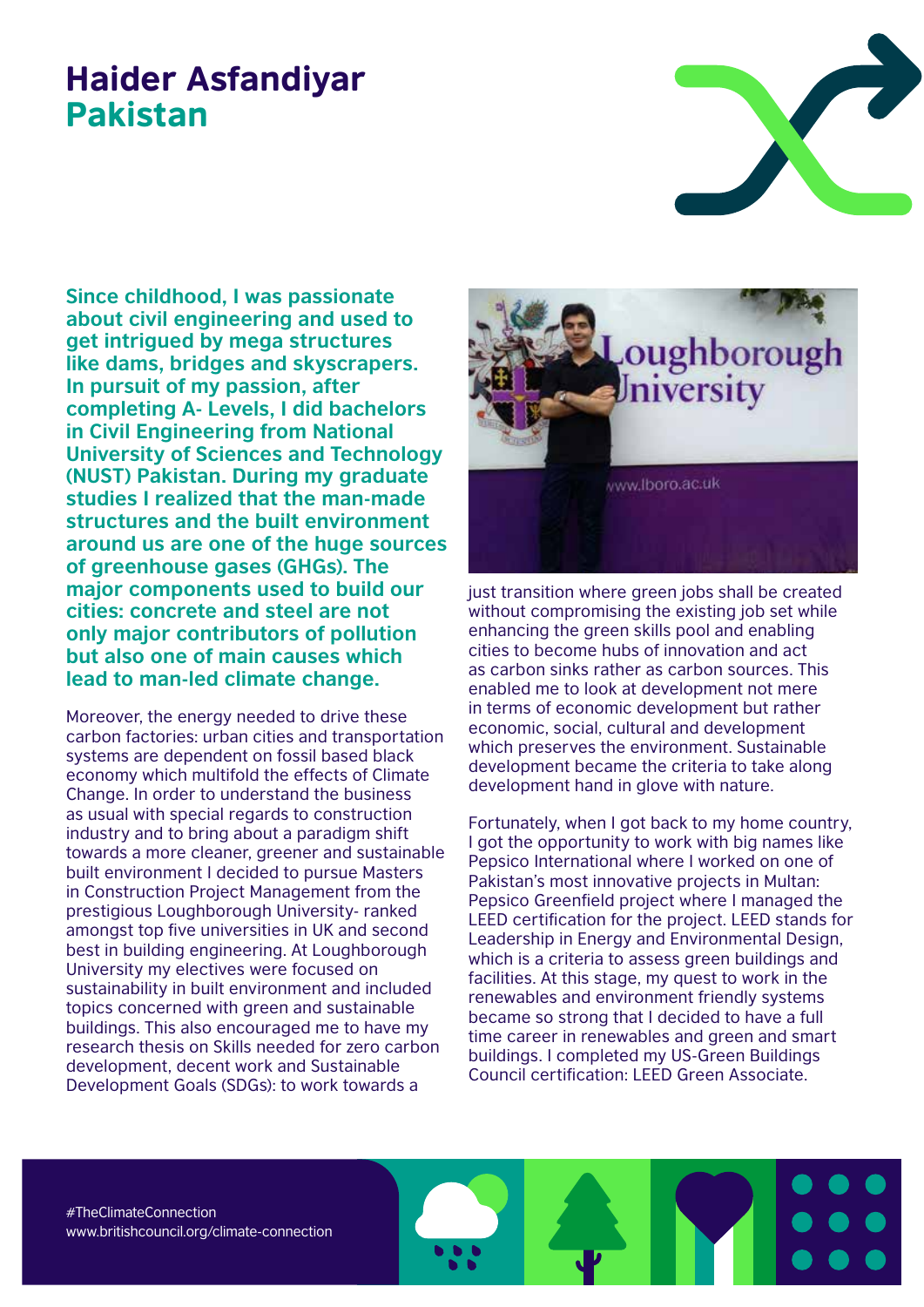# Haider Asfandiyar
## Pakistan

**Since childhood, I was passionate about civil engineering and used to get intrigued by mega structures like dams, bridges and skyscrapers. In pursuit of my passion, after completing A- Levels, I did bachelors in Civil Engineering from National University of Sciences and Technology (NUST) Pakistan. During my graduate studies I realized that the man-made structures and the built environment around us are one of the huge sources of greenhouse gases (GHGs). The major components used to build our cities: concrete and steel are not only major contributors of pollution but also one of main causes which lead to man-led climate change.**

Moreover, the energy needed to drive these carbon factories: urban cities and transportation systems are dependent on fossil based black economy which multifold the effects of Climate Change. In order to understand the business as usual with special regards to construction industry and to bring about a paradigm shift towards a more cleaner, greener and sustainable built environment I decided to pursue Masters in Construction Project Management from the prestigious Loughborough University- ranked amongst top five universities in UK and second best in building engineering. At Loughborough University my electives were focused on sustainability in built environment and included topics concerned with green and sustainable buildings. This also encouraged me to have my research thesis on Skills needed for zero carbon development, decent work and Sustainable Development Goals (SDGs): to work towards a just transition where green jobs shall be created without compromising the existing job set while enhancing the green skills pool and enabling cities to become hubs of innovation and act as carbon sinks rather as carbon sources. This enabled me to look at development not mere in terms of economic development but rather economic, social, cultural and development which preserves the environment. Sustainable development became the criteria to take along development hand in glove with nature.

Fortunately, when I got back to my home country, I got the opportunity to work with big names like Pepsico International where I worked on one of Pakistan's most innovative projects in Multan: Pepsico Greenfield project where I managed the LEED certification for the project. LEED stands for Leadership in Energy and Environmental Design, which is a criteria to assess green buildings and facilities. At this stage, my quest to work in the renewables and environment friendly systems became so strong that I decided to have a full time career in renewables and green and smart buildings. I completed my US-Green Buildings Council certification: LEED Green Associate.

#TheClimateConnection
www.britishcouncil.org/climate-connection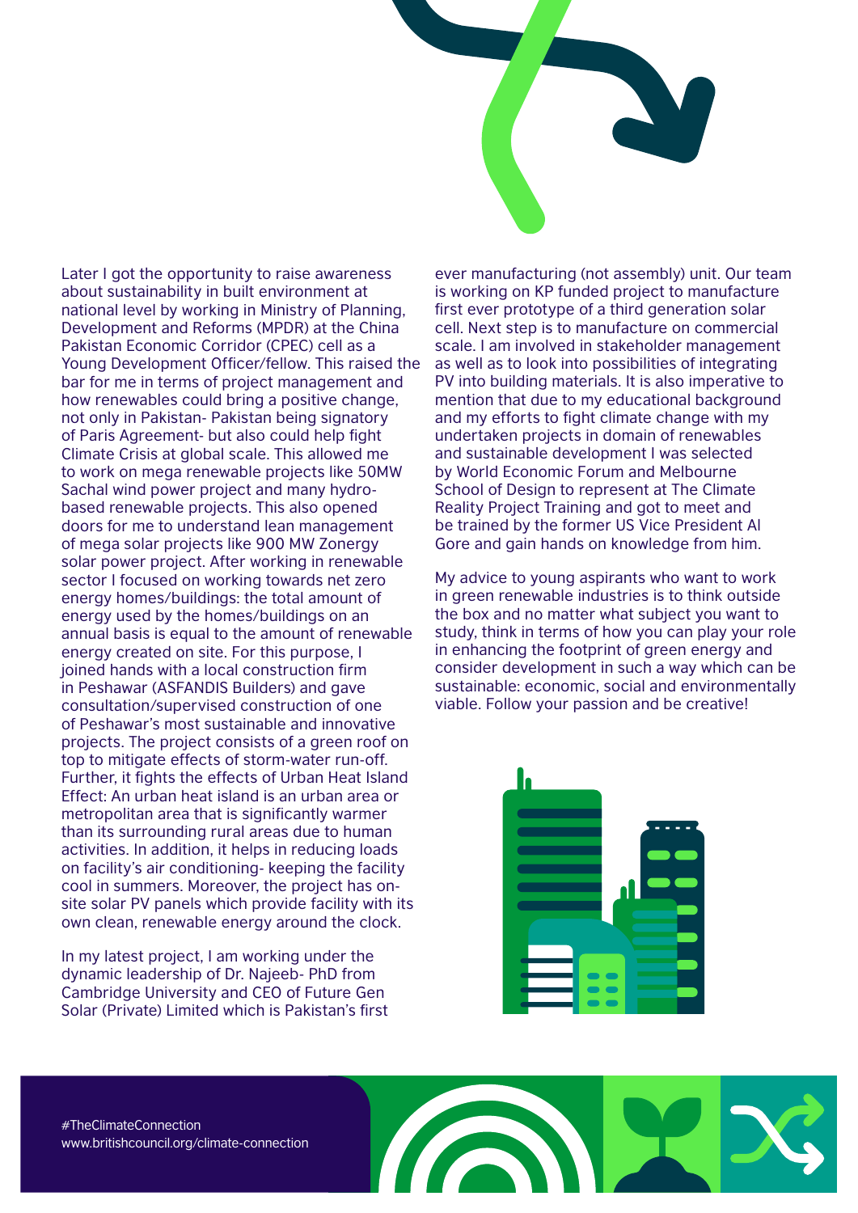Later I got the opportunity to raise awareness about sustainability in built environment at national level by working in Ministry of Planning, Development and Reforms (MPDR) at the China Pakistan Economic Corridor (CPEC) cell as a Young Development Officer/fellow. This raised the bar for me in terms of project management and how renewables could bring a positive change, not only in Pakistan- Pakistan being signatory of Paris Agreement- but also could help fight Climate Crisis at global scale. This allowed me to work on mega renewable projects like 50MW Sachal wind power project and many hydro-based renewable projects. This also opened doors for me to understand lean management of mega solar projects like 900 MW Zonergy solar power project. After working in renewable sector I focused on working towards net zero energy homes/buildings: the total amount of energy used by the homes/buildings on an annual basis is equal to the amount of renewable energy created on site. For this purpose, I joined hands with a local construction firm in Peshawar (ASFANDIS Builders) and gave consultation/supervised construction of one of Peshawar's most sustainable and innovative projects. The project consists of a green roof on top to mitigate effects of storm-water run-off. Further, it fights the effects of Urban Heat Island Effect: An urban heat island is an urban area or metropolitan area that is significantly warmer than its surrounding rural areas due to human activities. In addition, it helps in reducing loads on facility's air conditioning- keeping the facility cool in summers. Moreover, the project has on-site solar PV panels which provide facility with its own clean, renewable energy around the clock.

In my latest project, I am working under the dynamic leadership of Dr. Najeeb- PhD from Cambridge University and CEO of Future Gen Solar (Private) Limited which is Pakistan's first ever manufacturing (not assembly) unit. Our team is working on KP funded project to manufacture first ever prototype of a third generation solar cell. Next step is to manufacture on commercial scale. I am involved in stakeholder management as well as to look into possibilities of integrating PV into building materials. It is also imperative to mention that due to my educational background and my efforts to fight climate change with my undertaken projects in domain of renewables and sustainable development I was selected by World Economic Forum and Melbourne School of Design to represent at The Climate Reality Project Training and got to meet and be trained by the former US Vice President Al Gore and gain hands on knowledge from him.

My advice to young aspirants who want to work in green renewable industries is to think outside the box and no matter what subject you want to study, think in terms of how you can play your role in enhancing the footprint of green energy and consider development in such a way which can be sustainable: economic, social and environmentally viable. Follow your passion and be creative!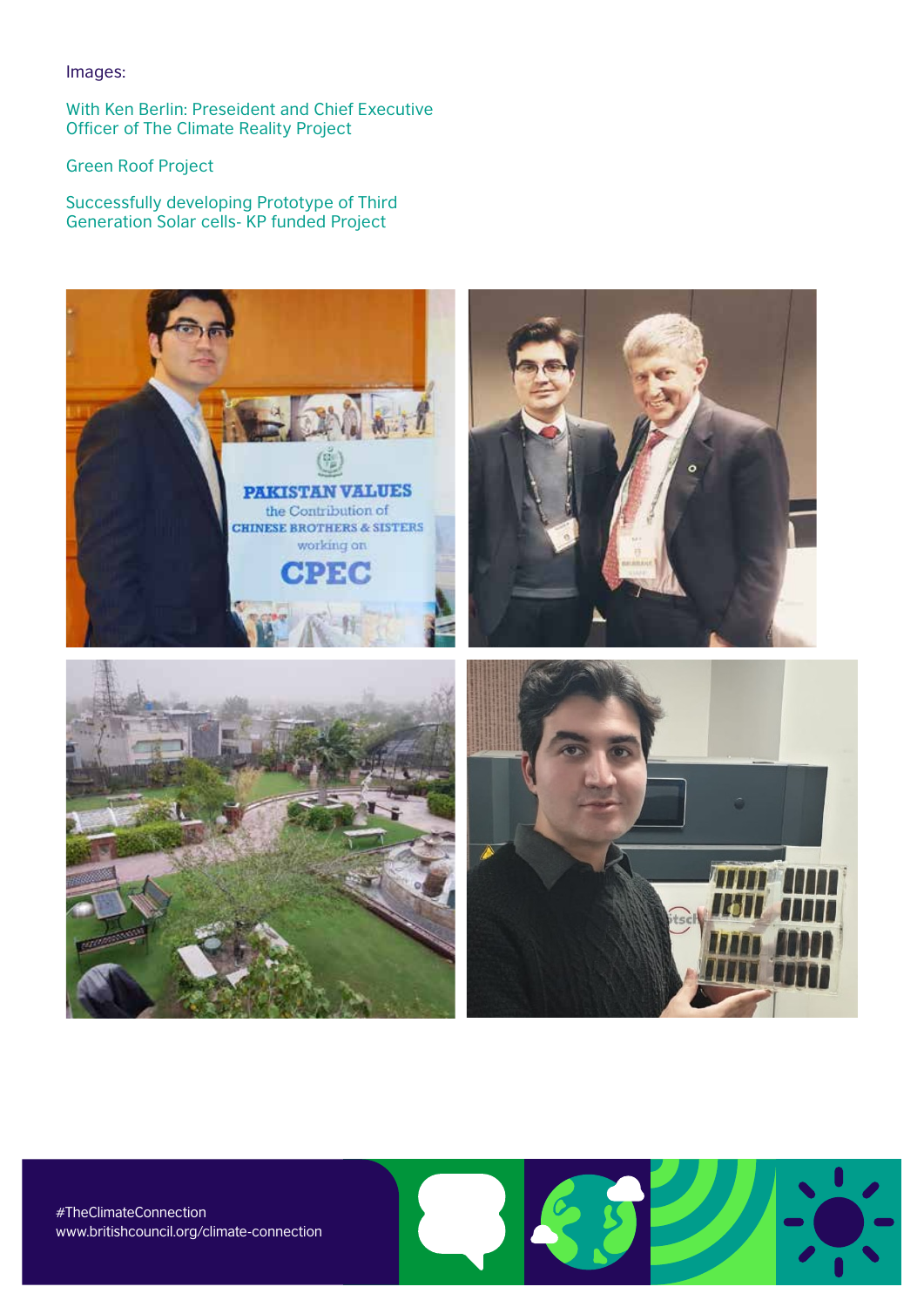Images:

With Ken Berlin: Preseident and Chief Executive Officer of The Climate Reality Project

Green Roof Project

Successfully developing Prototype of Third Generation Solar cells- KP funded Project

#TheClimateConnection
www.britishcouncil.org/climate-connection